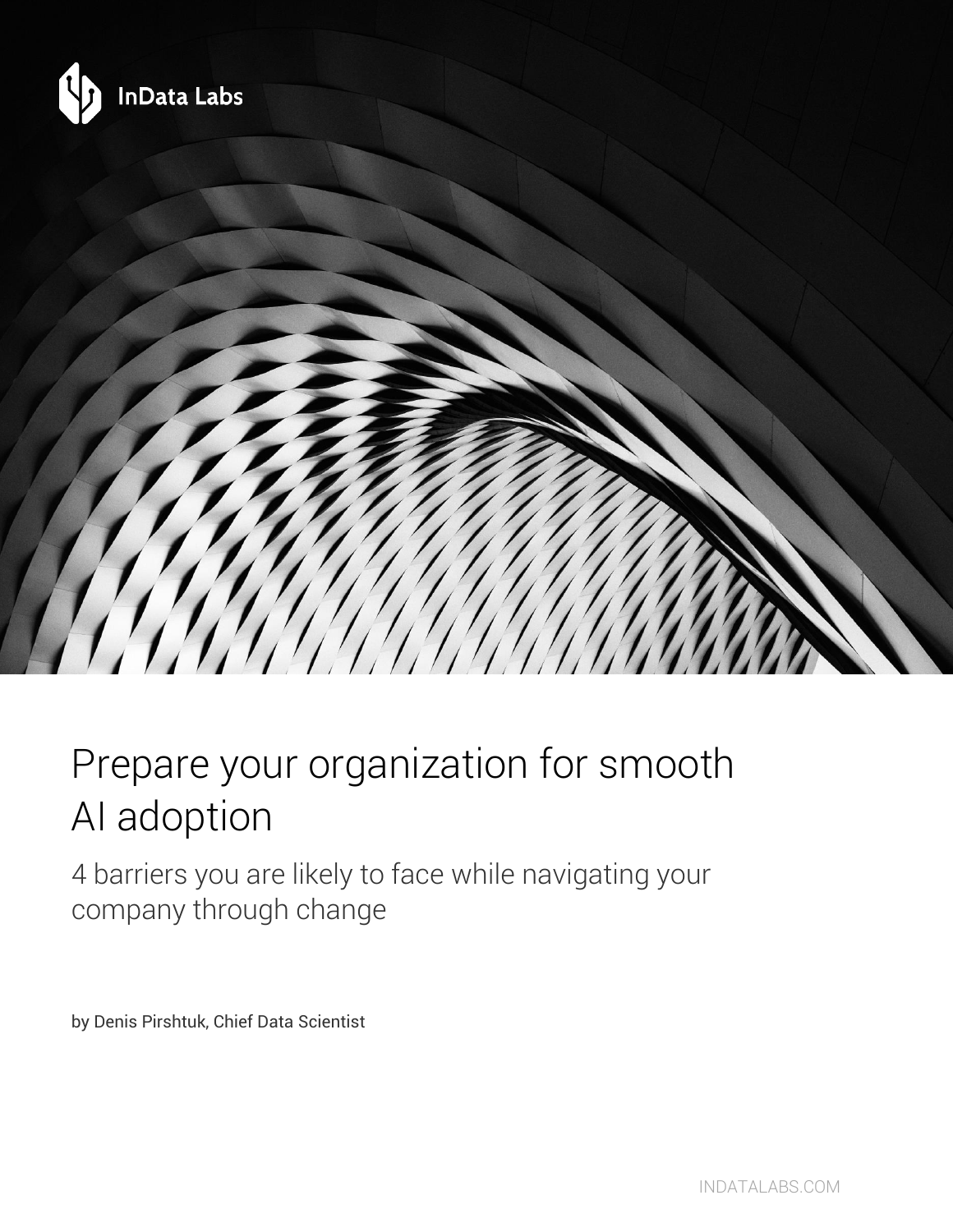InData Labs

# Prepare your organization for smooth AI adoption

## 4 barriers you are likely to face while navigating your company through change

by Denis Pirshtuk, Chief Data Scientist

INDATALABS.COM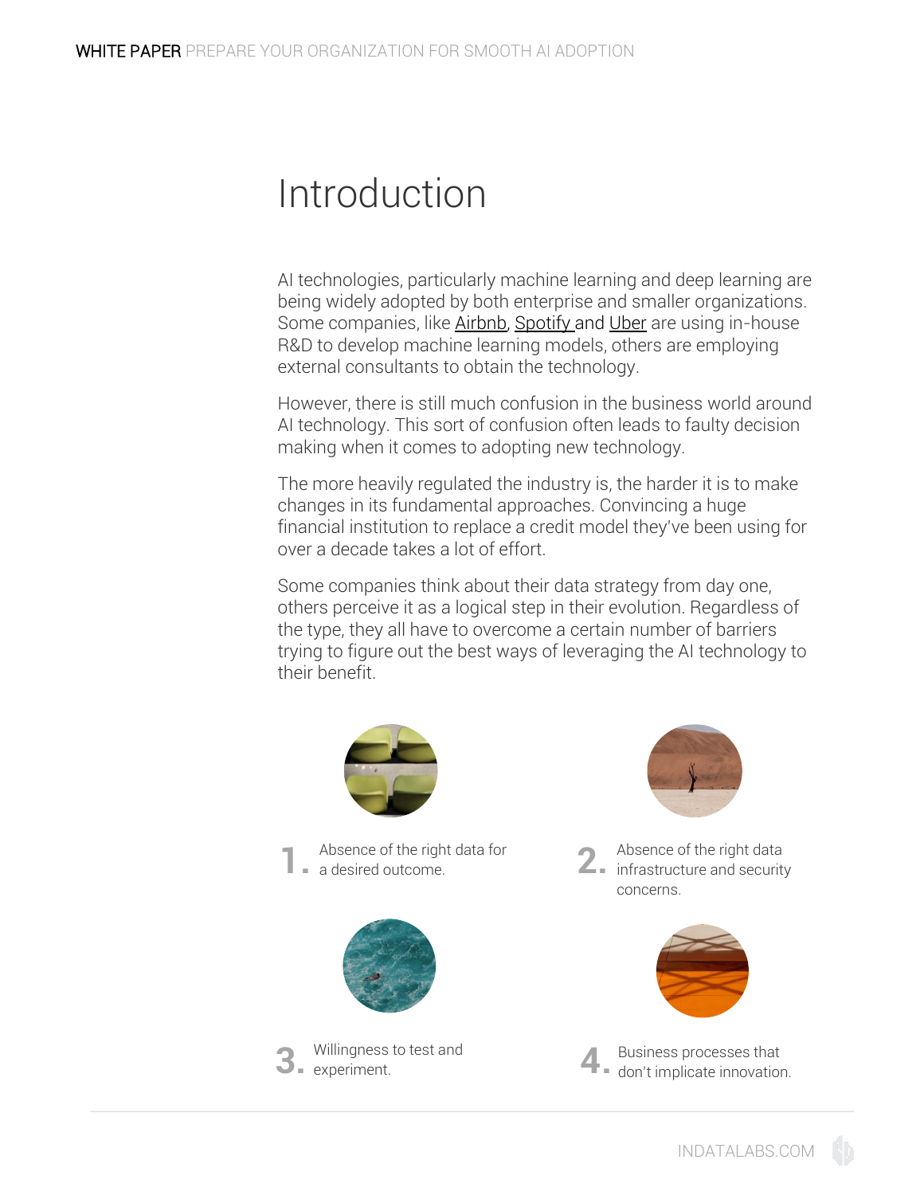# Introduction

AI technologies, particularly machine learning and deep learning are being widely adopted by both enterprise and smaller organizations. Some companies, like Airbnb, Spotify and Uber are using in-house R&D to develop machine learning models, others are employing external consultants to obtain the technology.

However, there is still much confusion in the business world around AI technology. This sort of confusion often leads to faulty decision making when it comes to adopting new technology.

The more heavily regulated the industry is, the harder it is to make changes in its fundamental approaches. Convincing a huge financial institution to replace a credit model they've been using for over a decade takes a lot of effort.

Some companies think about their data strategy from day one, others perceive it as a logical step in their evolution. Regardless of the type, they all have to overcome a certain number of barriers trying to figure out the best ways of leveraging the AI technology to their benefit.

1. Absence of the right data for a desired outcome.
2. Absence of the right data infrastructure and security concerns.
3. Willingness to test and experiment.
4. Business processes that don't implicate innovation.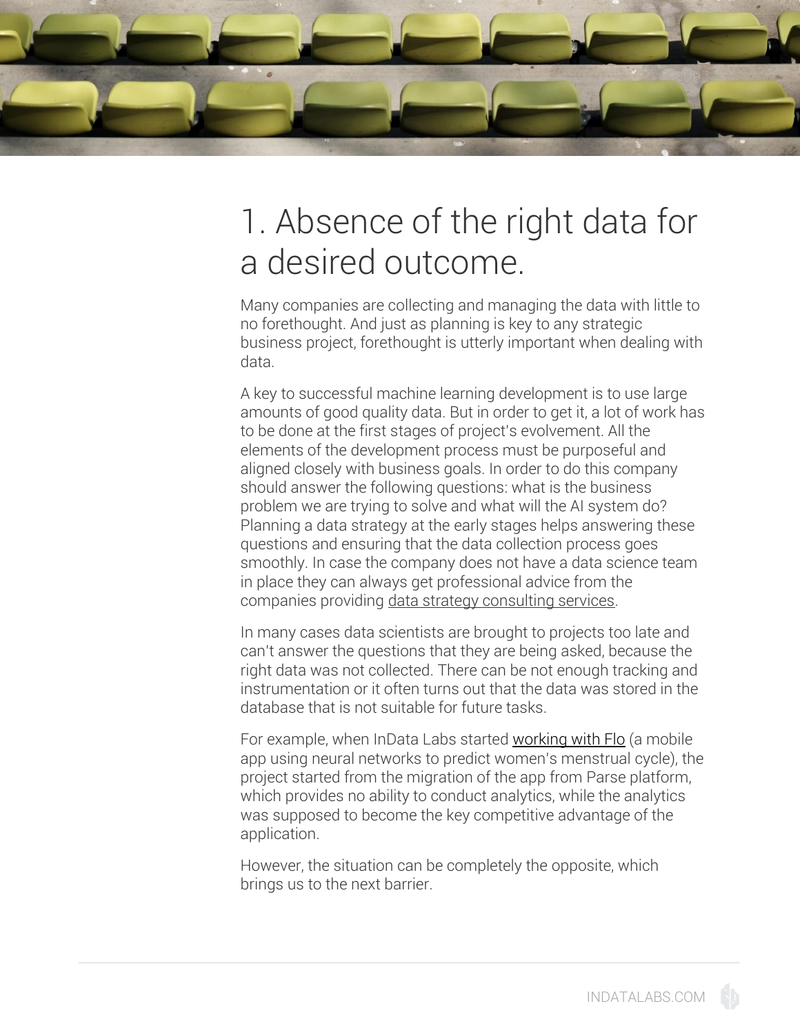# 1. Absence of the right data for a desired outcome.

Many companies are collecting and managing the data with little to no forethought. And just as planning is key to any strategic business project, forethought is utterly important when dealing with data.

A key to successful machine learning development is to use large amounts of good quality data. But in order to get it, a lot of work has to be done at the first stages of project's evolvement. All the elements of the development process must be purposeful and aligned closely with business goals. In order to do this company should answer the following questions: what is the business problem we are trying to solve and what will the AI system do? Planning a data strategy at the early stages helps answering these questions and ensuring that the data collection process goes smoothly. In case the company does not have a data science team in place they can always get professional advice from the companies providing data strategy consulting services.

In many cases data scientists are brought to projects too late and can't answer the questions that they are being asked, because the right data was not collected. There can be not enough tracking and instrumentation or it often turns out that the data was stored in the database that is not suitable for future tasks.

For example, when InData Labs started working with Flo (a mobile app using neural networks to predict women's menstrual cycle), the project started from the migration of the app from Parse platform, which provides no ability to conduct analytics, while the analytics was supposed to become the key competitive advantage of the application.

However, the situation can be completely the opposite, which brings us to the next barrier.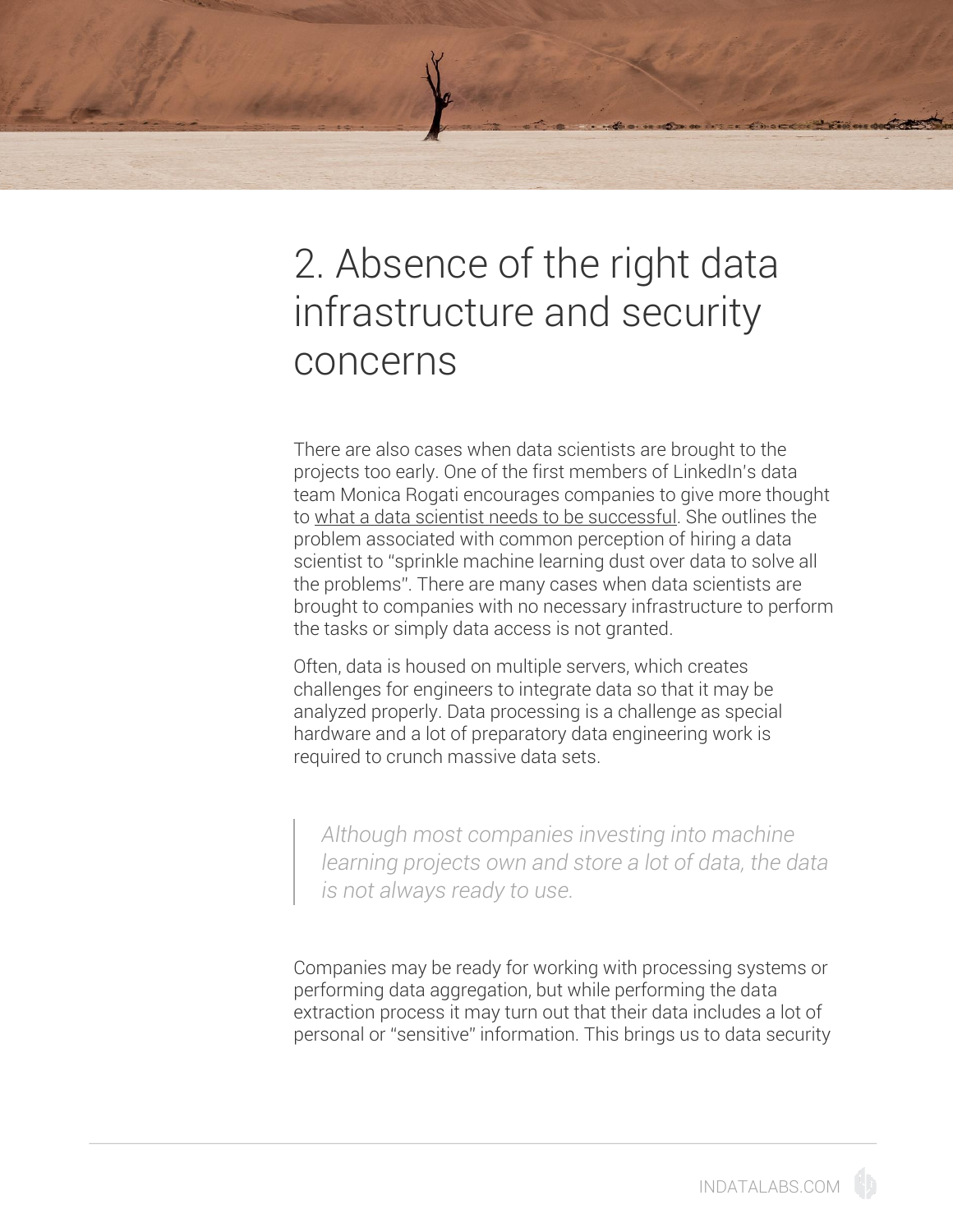## 2. Absence of the right data infrastructure and security concerns

There are also cases when data scientists are brought to the projects too early. One of the first members of LinkedIn's data team Monica Rogati encourages companies to give more thought to what a data scientist needs to be successful. She outlines the problem associated with common perception of hiring a data scientist to "sprinkle machine learning dust over data to solve all the problems". There are many cases when data scientists are brought to companies with no necessary infrastructure to perform the tasks or simply data access is not granted.

Often, data is housed on multiple servers, which creates challenges for engineers to integrate data so that it may be analyzed properly. Data processing is a challenge as special hardware and a lot of preparatory data engineering work is required to crunch massive data sets.

> *Although most companies investing into machine learning projects own and store a lot of data, the data is not always ready to use.*

Companies may be ready for working with processing systems or performing data aggregation, but while performing the data extraction process it may turn out that their data includes a lot of personal or "sensitive" information. This brings us to data security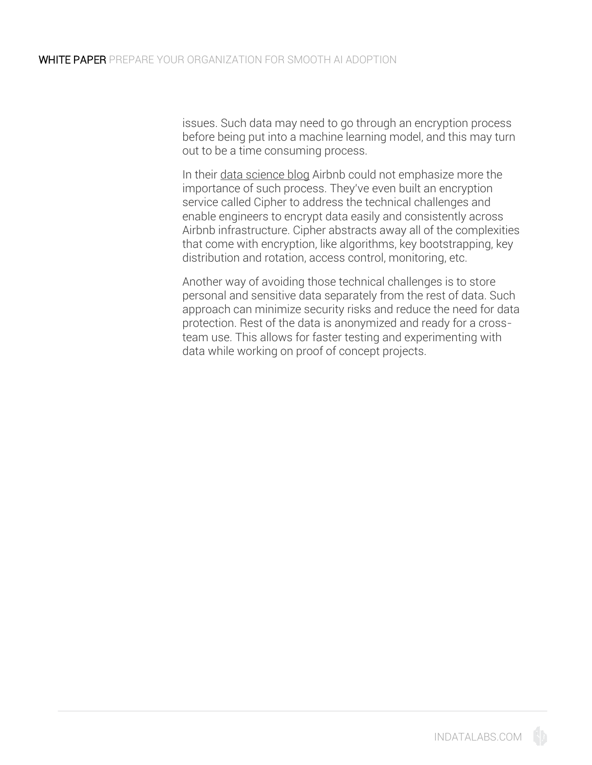issues. Such data may need to go through an encryption process before being put into a machine learning model, and this may turn out to be a time consuming process.

In their data science blog Airbnb could not emphasize more the importance of such process. They've even built an encryption service called Cipher to address the technical challenges and enable engineers to encrypt data easily and consistently across Airbnb infrastructure. Cipher abstracts away all of the complexities that come with encryption, like algorithms, key bootstrapping, key distribution and rotation, access control, monitoring, etc.

Another way of avoiding those technical challenges is to store personal and sensitive data separately from the rest of data. Such approach can minimize security risks and reduce the need for data protection. Rest of the data is anonymized and ready for a cross-team use. This allows for faster testing and experimenting with data while working on proof of concept projects.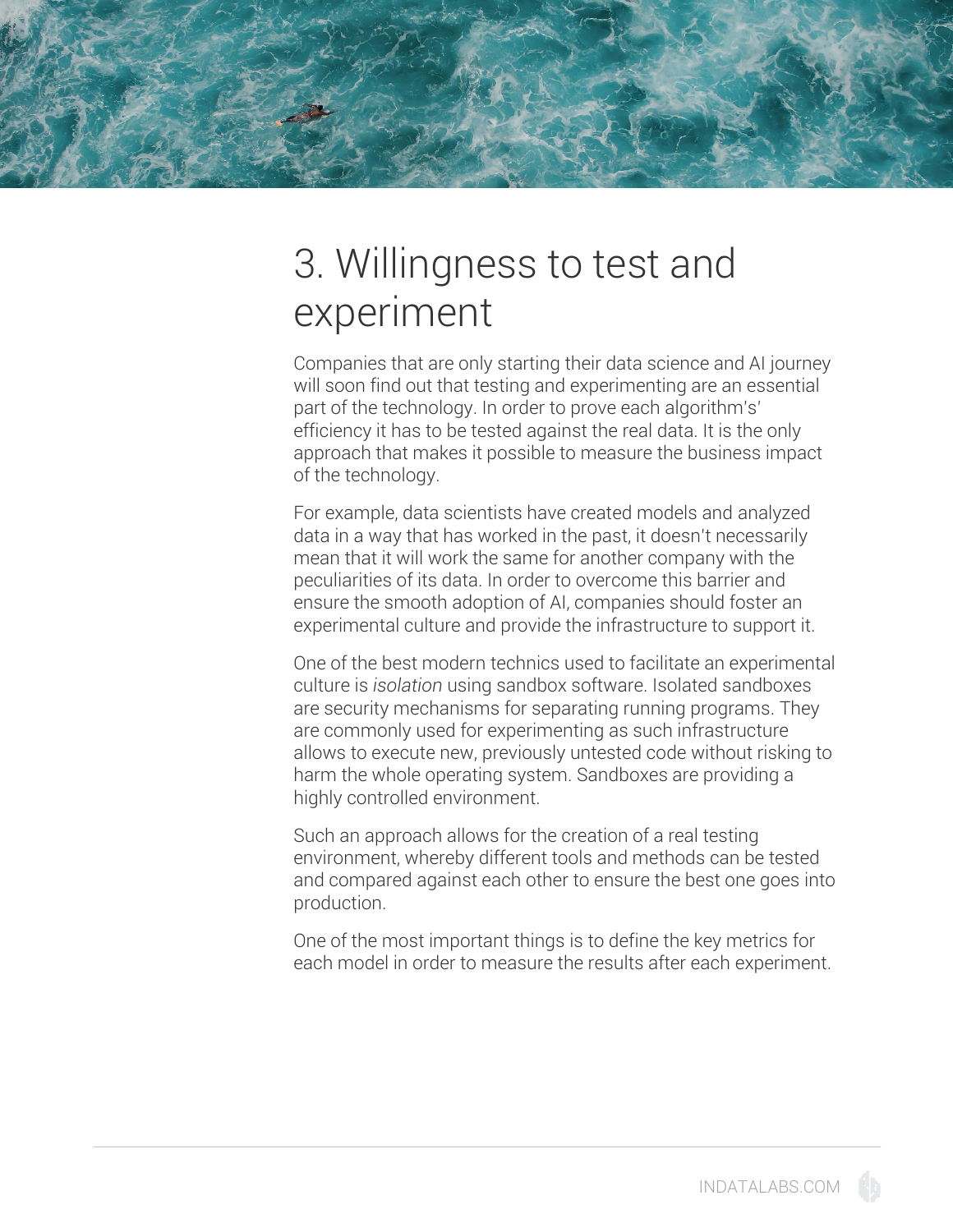# 3. Willingness to test and experiment

Companies that are only starting their data science and AI journey will soon find out that testing and experimenting are an essential part of the technology. In order to prove each algorithm's' efficiency it has to be tested against the real data. It is the only approach that makes it possible to measure the business impact of the technology.

For example, data scientists have created models and analyzed data in a way that has worked in the past, it doesn't necessarily mean that it will work the same for another company with the peculiarities of its data. In order to overcome this barrier and ensure the smooth adoption of AI, companies should foster an experimental culture and provide the infrastructure to support it.

One of the best modern technics used to facilitate an experimental culture is *isolation* using sandbox software. Isolated sandboxes are security mechanisms for separating running programs. They are commonly used for experimenting as such infrastructure allows to execute new, previously untested code without risking to harm the whole operating system. Sandboxes are providing a highly controlled environment.

Such an approach allows for the creation of a real testing environment, whereby different tools and methods can be tested and compared against each other to ensure the best one goes into production.

One of the most important things is to define the key metrics for each model in order to measure the results after each experiment.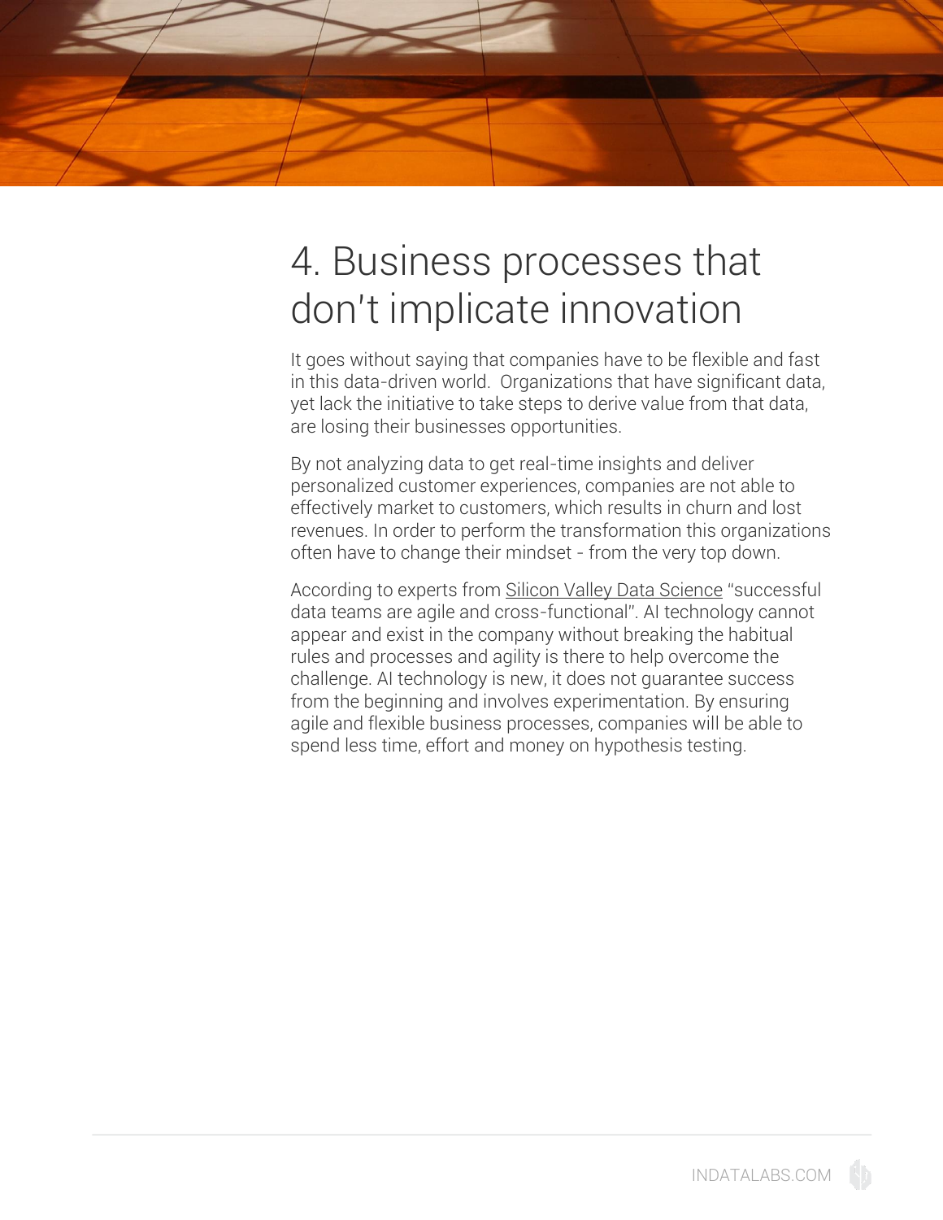# 4. Business processes that don't implicate innovation

It goes without saying that companies have to be flexible and fast in this data-driven world.  Organizations that have significant data, yet lack the initiative to take steps to derive value from that data, are losing their businesses opportunities.

By not analyzing data to get real-time insights and deliver personalized customer experiences, companies are not able to effectively market to customers, which results in churn and lost revenues. In order to perform the transformation this organizations often have to change their mindset - from the very top down.

According to experts from Silicon Valley Data Science "successful data teams are agile and cross-functional". AI technology cannot appear and exist in the company without breaking the habitual rules and processes and agility is there to help overcome the challenge. AI technology is new, it does not guarantee success from the beginning and involves experimentation. By ensuring agile and flexible business processes, companies will be able to spend less time, effort and money on hypothesis testing.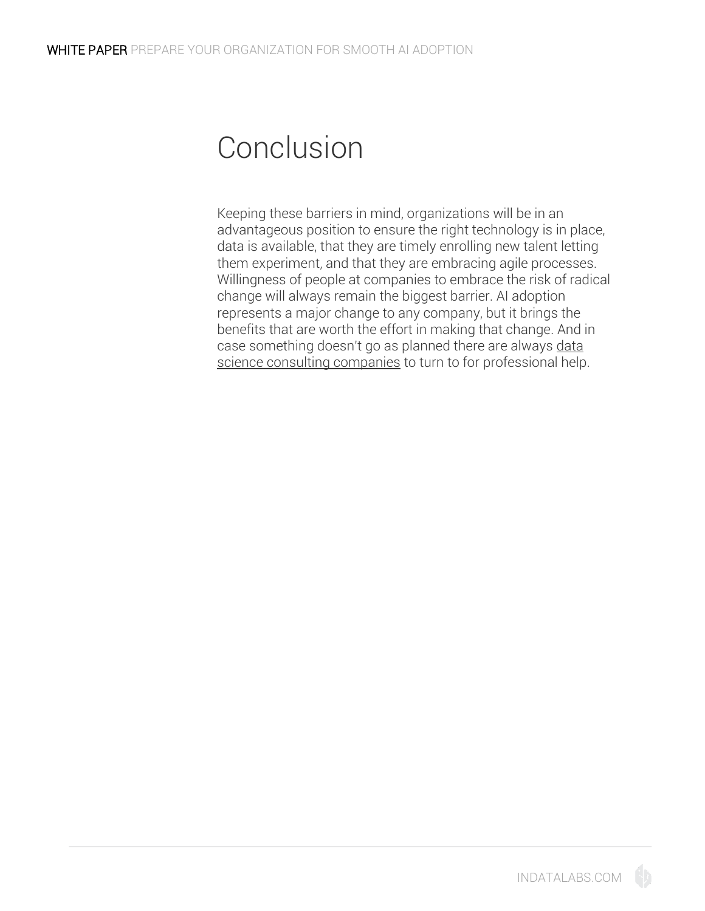# Conclusion

Keeping these barriers in mind, organizations will be in an advantageous position to ensure the right technology is in place, data is available, that they are timely enrolling new talent letting them experiment, and that they are embracing agile processes. Willingness of people at companies to embrace the risk of radical change will always remain the biggest barrier. AI adoption represents a major change to any company, but it brings the benefits that are worth the effort in making that change. And in case something doesn't go as planned there are always data science consulting companies to turn to for professional help.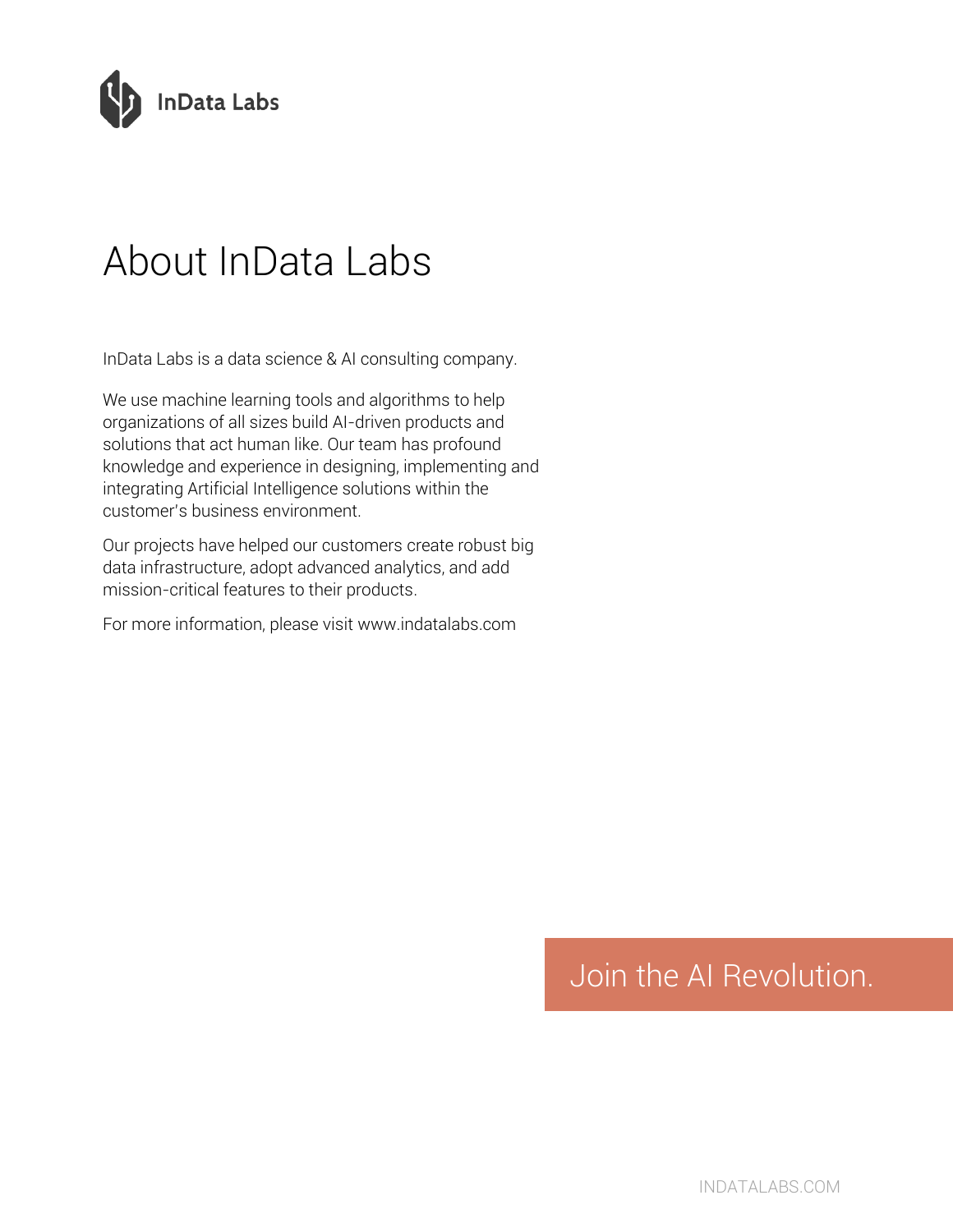InData Labs

# About InData Labs

InData Labs is a data science & AI consulting company.

We use machine learning tools and algorithms to help organizations of all sizes build AI-driven products and solutions that act human like. Our team has profound knowledge and experience in designing, implementing and integrating Artificial Intelligence solutions within the customer's business environment.

Our projects have helped our customers create robust big data infrastructure, adopt advanced analytics, and add mission-critical features to their products.

For more information, please visit www.indatalabs.com

Join the AI Revolution.

INDATALABS.COM